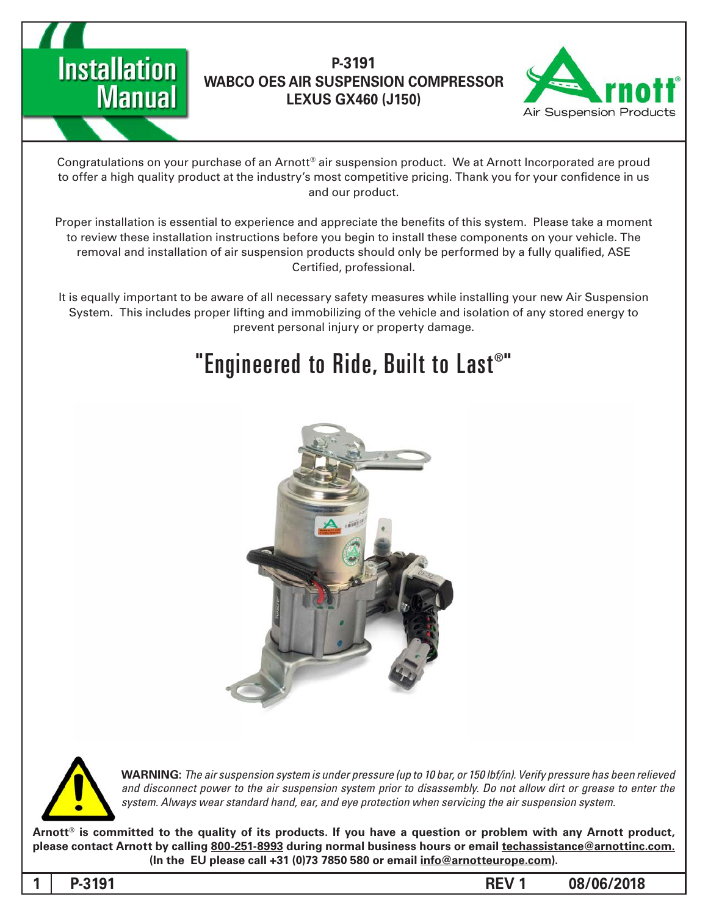# Installation Manual

## P-3191
## WABCO OES AIR SUSPENSION COMPRESSOR
## LEXUS GX460 (J150)

Arnott® Air Suspension Products

Congratulations on your purchase of an Arnott® air suspension product. We at Arnott Incorporated are proud to offer a high quality product at the industry's most competitive pricing. Thank you for your confidence in us and our product.

Proper installation is essential to experience and appreciate the benefits of this system. Please take a moment to review these installation instructions before you begin to install these components on your vehicle. The removal and installation of air suspension products should only be performed by a fully qualified, ASE Certified, professional.

It is equally important to be aware of all necessary safety measures while installing your new Air Suspension System. This includes proper lifting and immobilizing of the vehicle and isolation of any stored energy to prevent personal injury or property damage.

# "Engineered to Ride, Built to Last®"

**WARNING:** *The air suspension system is under pressure (up to 10 bar, or 150 lbf/in). Verify pressure has been relieved and disconnect power to the air suspension system prior to disassembly. Do not allow dirt or grease to enter the system. Always wear standard hand, ear, and eye protection when servicing the air suspension system.*

**Arnott® is committed to the quality of its products. If you have a question or problem with any Arnott product, please contact Arnott by calling 800-251-8993 during normal business hours or email techassistance@arnottinc.com. (In the EU please call +31 (0)73 7850 580 or email info@arnotteurope.com).**

**P-3191 REV 1 08/06/2018**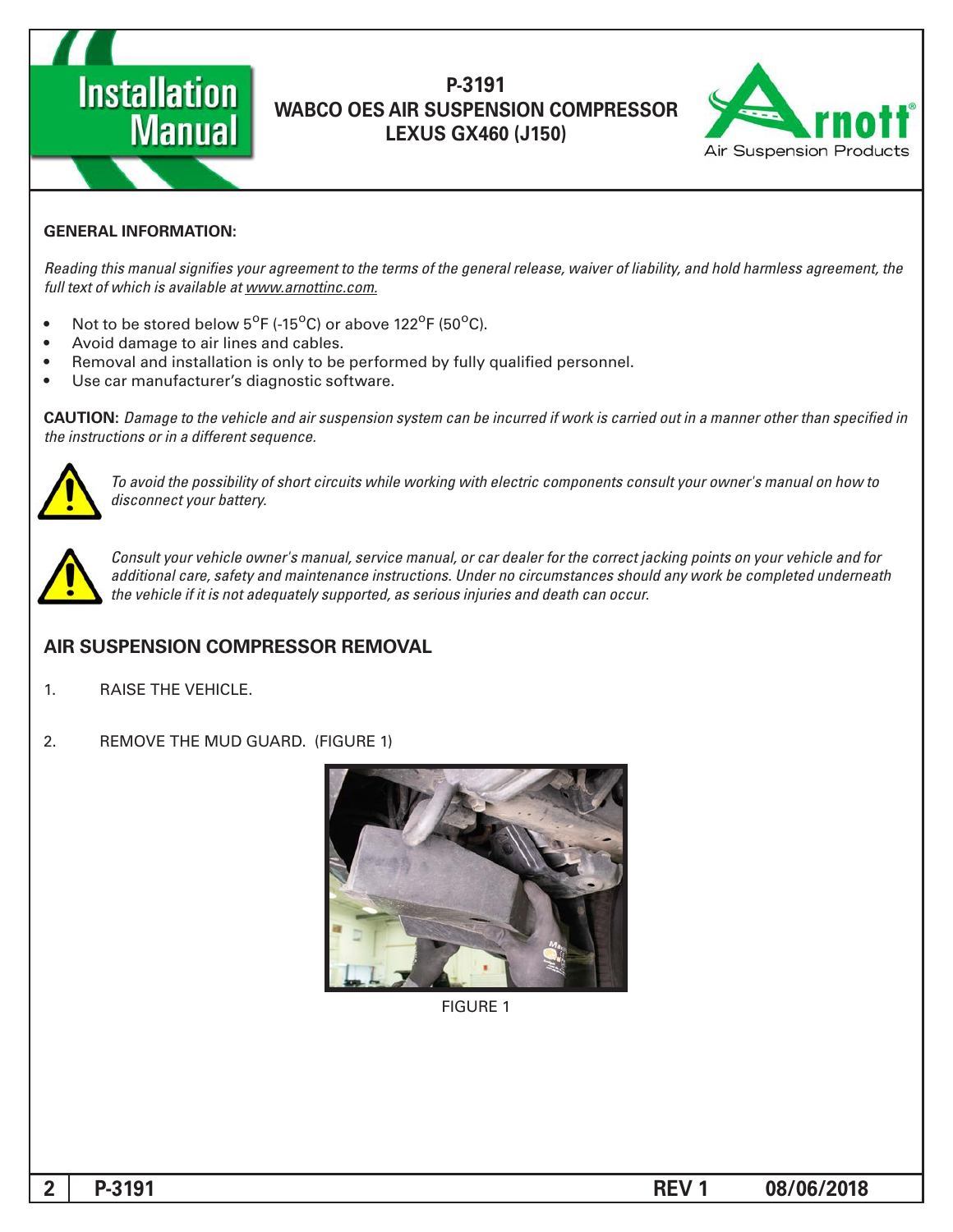# P-3191
## WABCO OES AIR SUSPENSION COMPRESSOR
## LEXUS GX460 (J150)

**GENERAL INFORMATION:**

*Reading this manual signifies your agreement to the terms of the general release, waiver of liability, and hold harmless agreement, the full text of which is available at www.arnottinc.com.*

- Not to be stored below 5°F (-15°C) or above 122°F (50°C).
- Avoid damage to air lines and cables.
- Removal and installation is only to be performed by fully qualified personnel.
- Use car manufacturer's diagnostic software.

**CAUTION:** *Damage to the vehicle and air suspension system can be incurred if work is carried out in a manner other than specified in the instructions or in a different sequence.*

*To avoid the possibility of short circuits while working with electric components consult your owner's manual on how to disconnect your battery.*

*Consult your vehicle owner's manual, service manual, or car dealer for the correct jacking points on your vehicle and for additional care, safety and maintenance instructions. Under no circumstances should any work be completed underneath the vehicle if it is not adequately supported, as serious injuries and death can occur.*

## AIR SUSPENSION COMPRESSOR REMOVAL

1. RAISE THE VEHICLE.

2. REMOVE THE MUD GUARD. (FIGURE 1)

FIGURE 1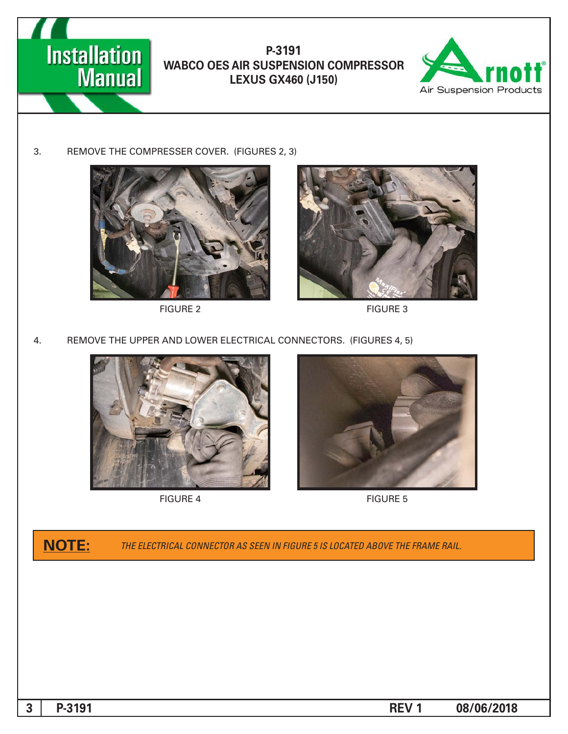3. REMOVE THE COMPRESSER COVER. (FIGURES 2, 3)

FIGURE 2

FIGURE 3

4. REMOVE THE UPPER AND LOWER ELECTRICAL CONNECTORS. (FIGURES 4, 5)

FIGURE 4

FIGURE 5

**NOTE:** *THE ELECTRICAL CONNECTOR AS SEEN IN FIGURE 5 IS LOCATED ABOVE THE FRAME RAIL.*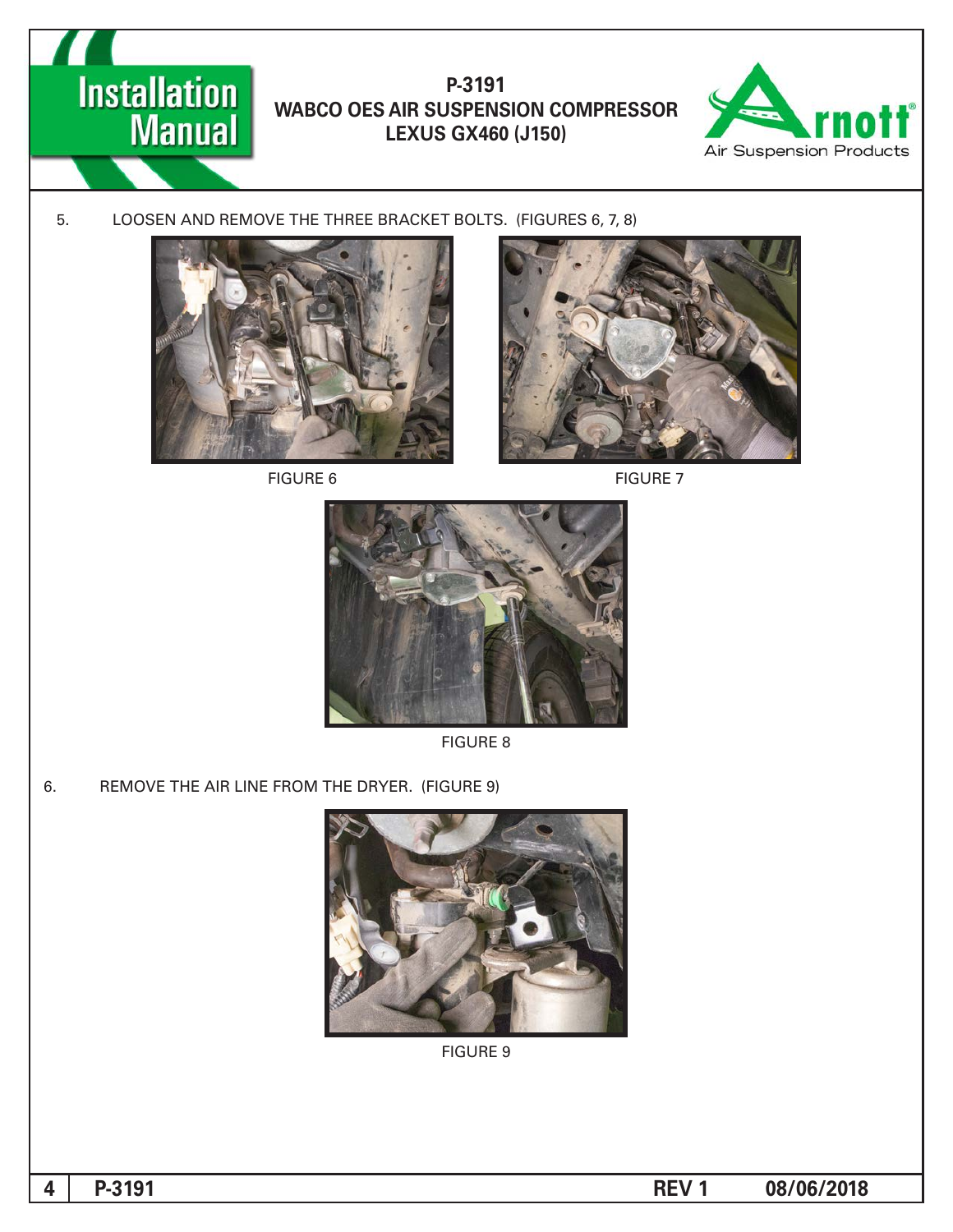5. LOOSEN AND REMOVE THE THREE BRACKET BOLTS. (FIGURES 6, 7, 8)

FIGURE 6

FIGURE 7

FIGURE 8

6. REMOVE THE AIR LINE FROM THE DRYER. (FIGURE 9)

FIGURE 9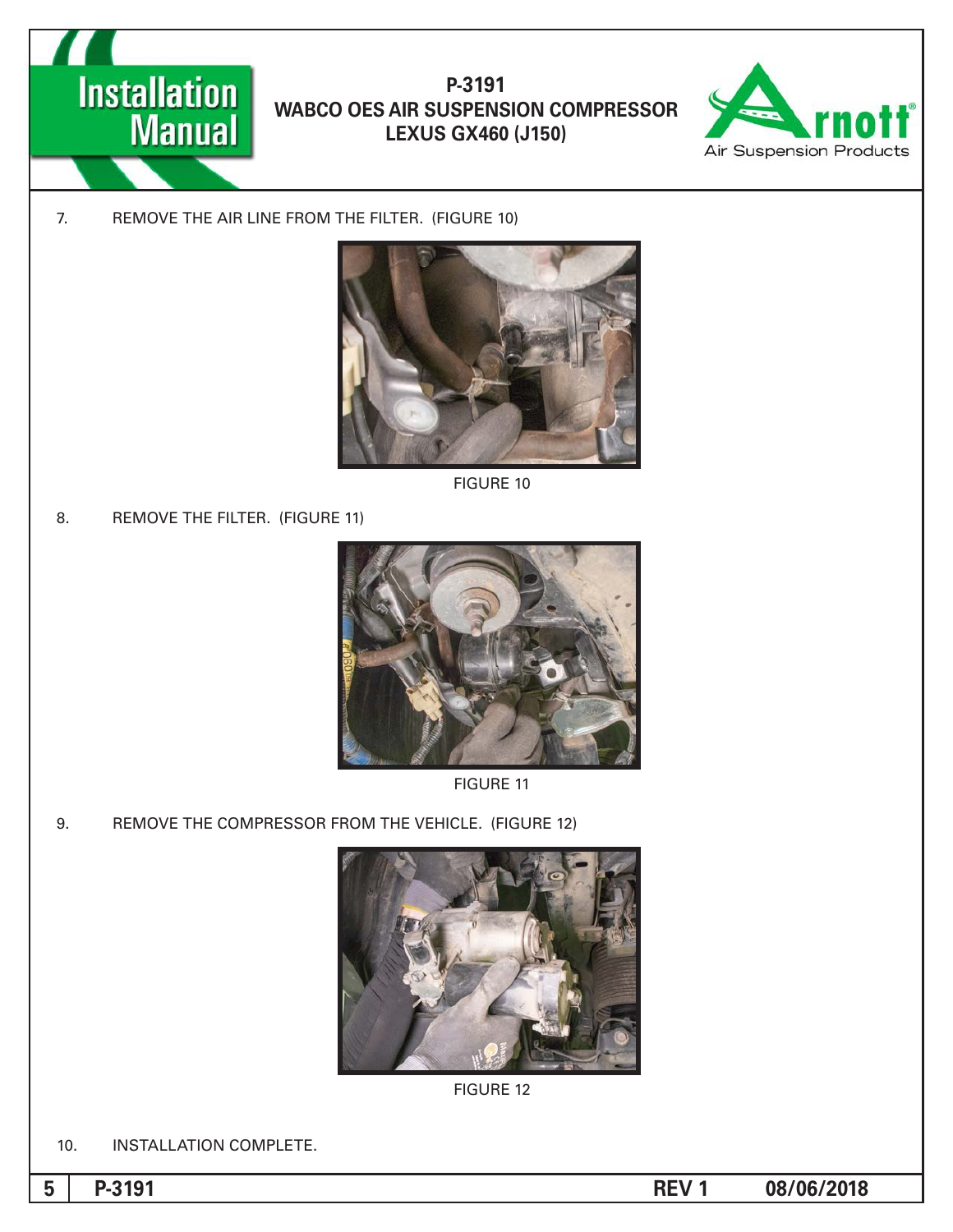7. REMOVE THE AIR LINE FROM THE FILTER. (FIGURE 10)

FIGURE 10

8. REMOVE THE FILTER. (FIGURE 11)

FIGURE 11

9. REMOVE THE COMPRESSOR FROM THE VEHICLE. (FIGURE 12)

FIGURE 12

10. INSTALLATION COMPLETE.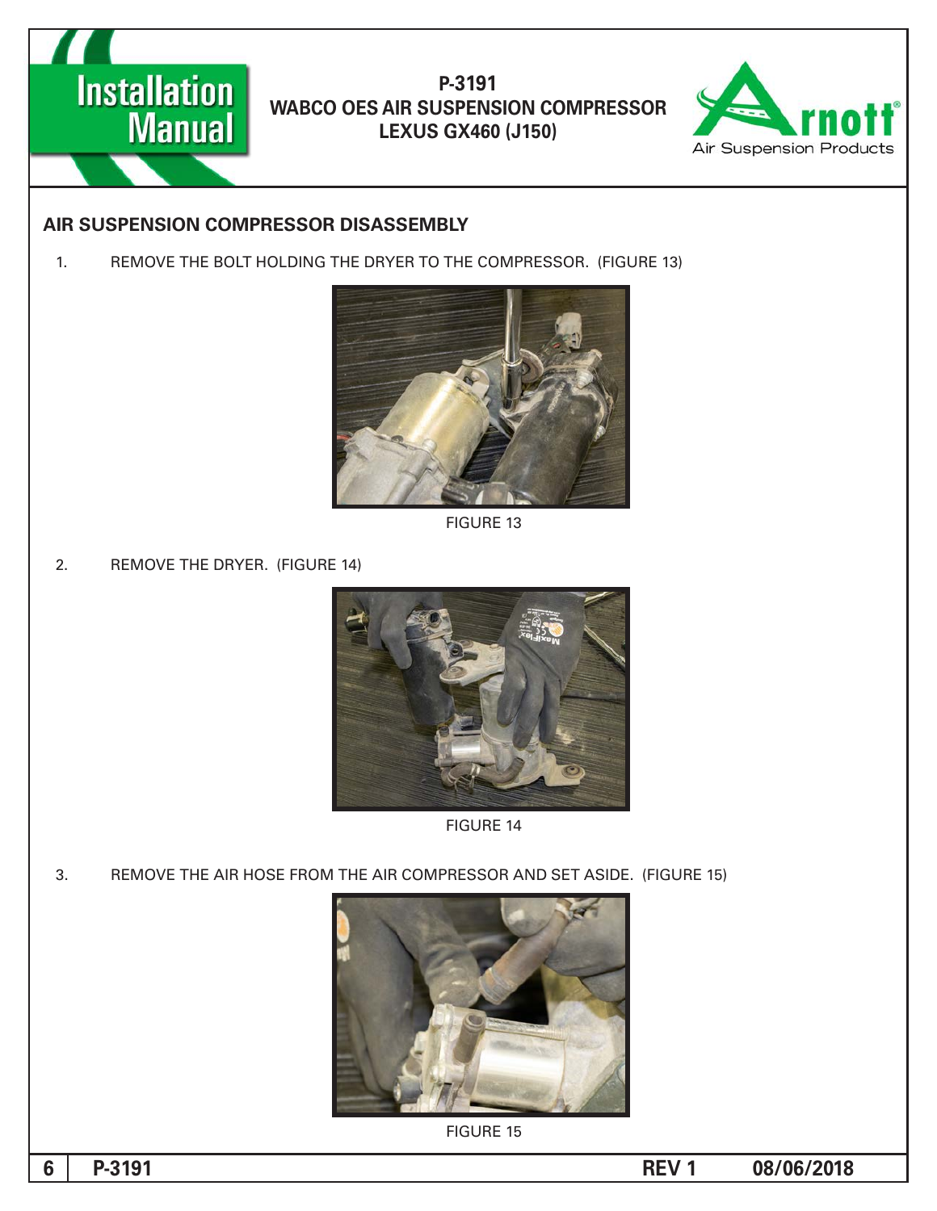## AIR SUSPENSION COMPRESSOR DISASSEMBLY

1. REMOVE THE BOLT HOLDING THE DRYER TO THE COMPRESSOR. (FIGURE 13)

FIGURE 13

2. REMOVE THE DRYER. (FIGURE 14)

FIGURE 14

3. REMOVE THE AIR HOSE FROM THE AIR COMPRESSOR AND SET ASIDE. (FIGURE 15)

FIGURE 15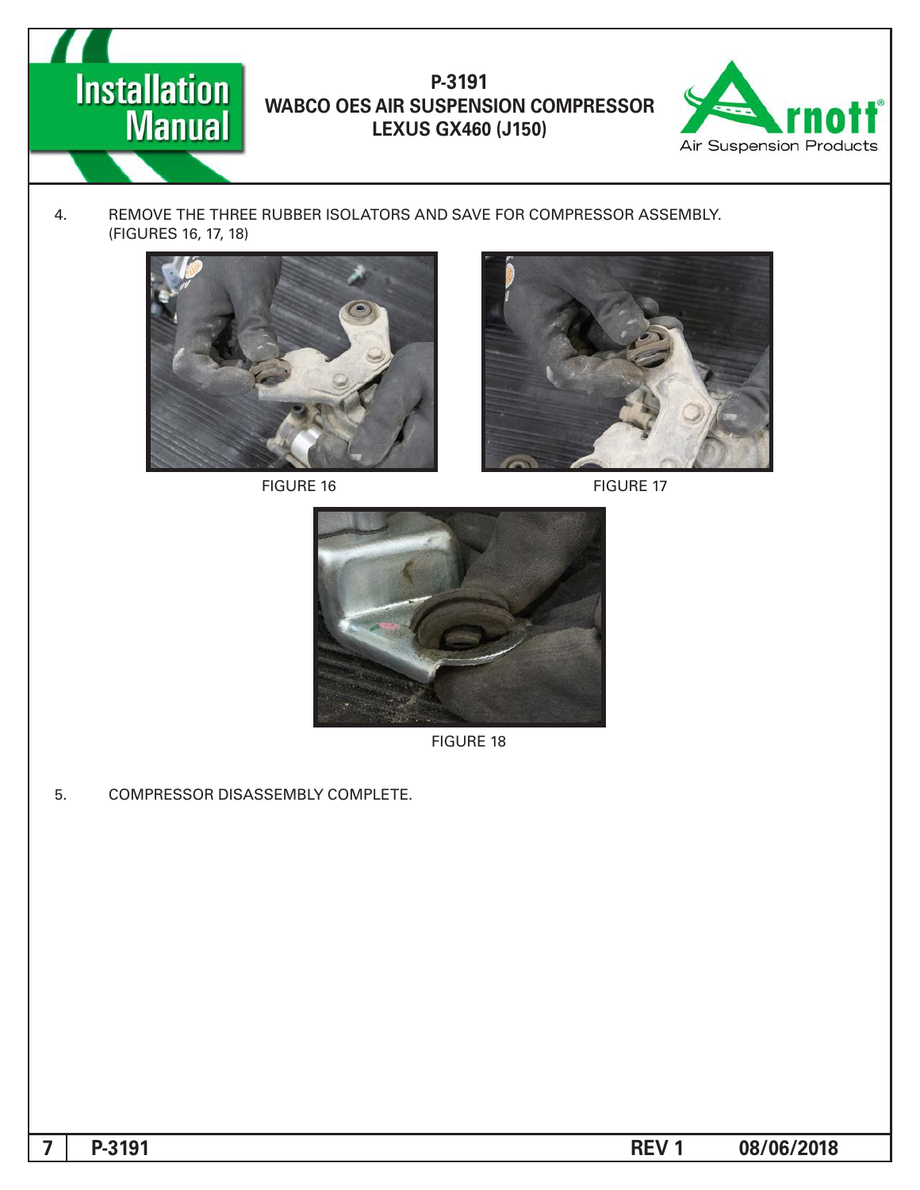4. REMOVE THE THREE RUBBER ISOLATORS AND SAVE FOR COMPRESSOR ASSEMBLY. (FIGURES 16, 17, 18)

FIGURE 16

FIGURE 17

FIGURE 18

5. COMPRESSOR DISASSEMBLY COMPLETE.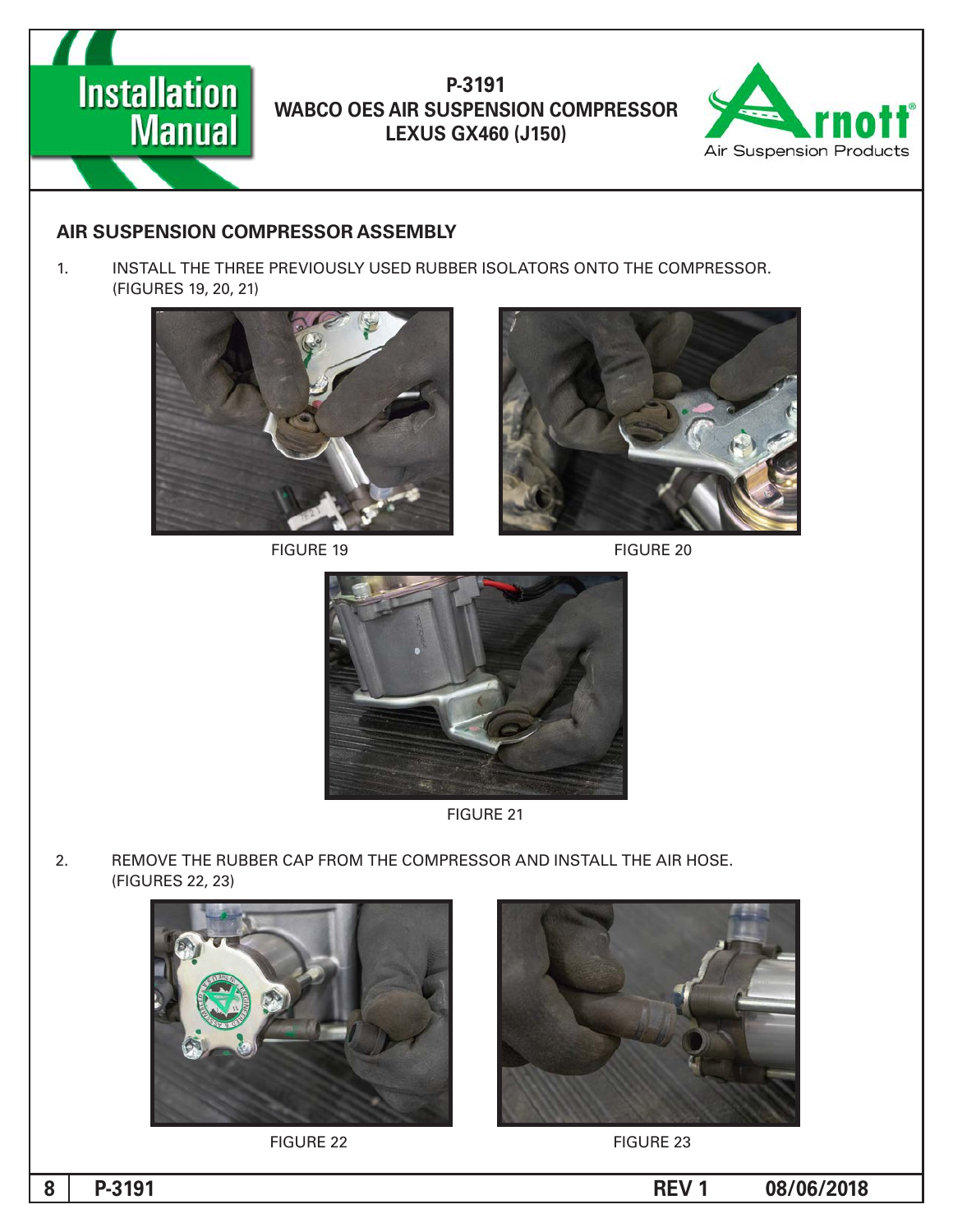## AIR SUSPENSION COMPRESSOR ASSEMBLY

1. INSTALL THE THREE PREVIOUSLY USED RUBBER ISOLATORS ONTO THE COMPRESSOR. (FIGURES 19, 20, 21)

FIGURE 19

FIGURE 20

FIGURE 21

2. REMOVE THE RUBBER CAP FROM THE COMPRESSOR AND INSTALL THE AIR HOSE. (FIGURES 22, 23)

FIGURE 22

FIGURE 23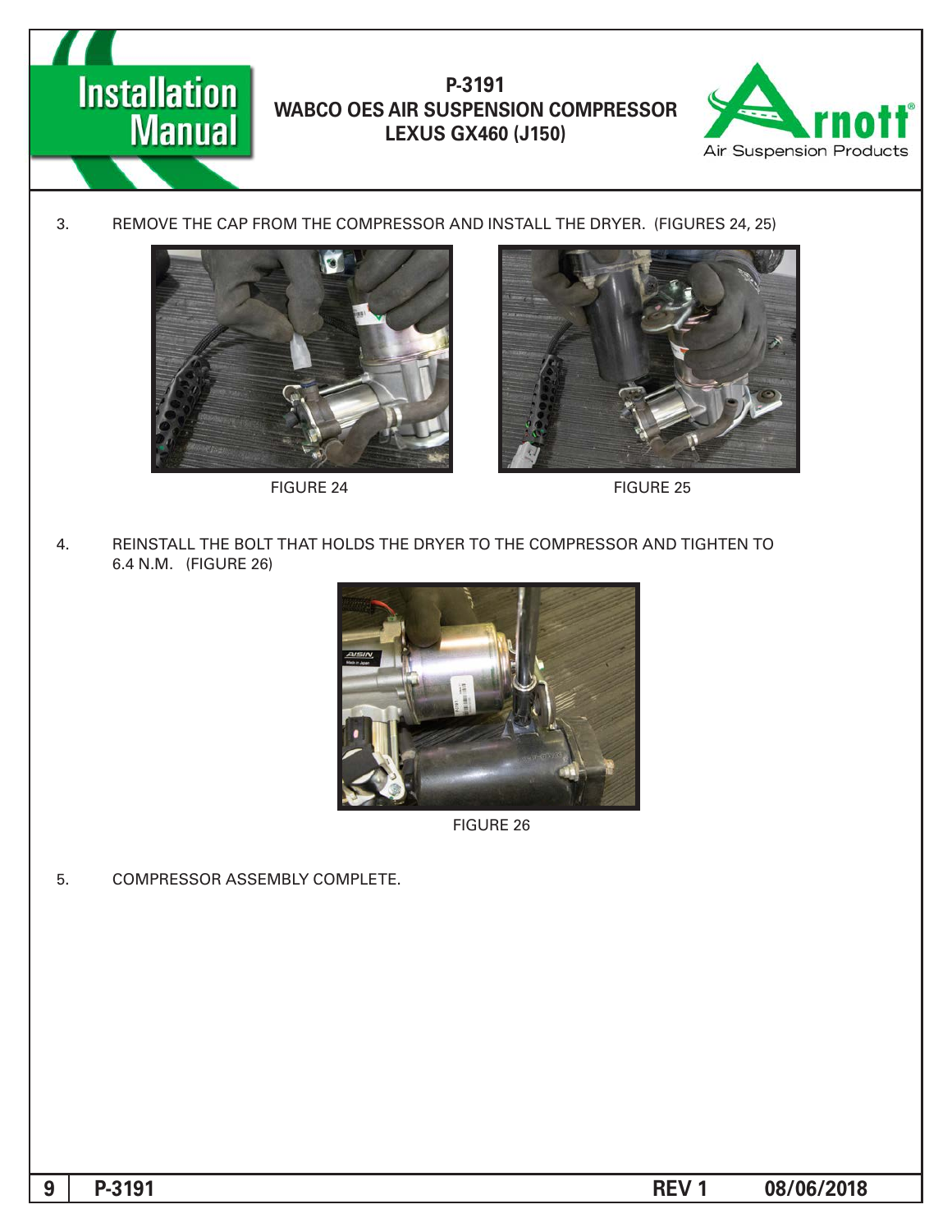3. REMOVE THE CAP FROM THE COMPRESSOR AND INSTALL THE DRYER. (FIGURES 24, 25)

FIGURE 24

FIGURE 25

4. REINSTALL THE BOLT THAT HOLDS THE DRYER TO THE COMPRESSOR AND TIGHTEN TO 6.4 N.M. (FIGURE 26)

FIGURE 26

5. COMPRESSOR ASSEMBLY COMPLETE.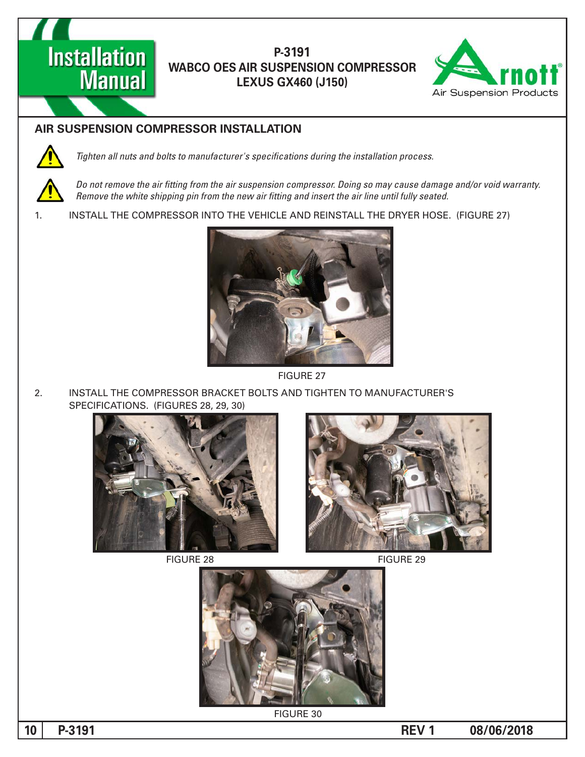## AIR SUSPENSION COMPRESSOR INSTALLATION

*Tighten all nuts and bolts to manufacturer's specifications during the installation process.*

*Do not remove the air fitting from the air suspension compressor. Doing so may cause damage and/or void warranty. Remove the white shipping pin from the new air fitting and insert the air line until fully seated.*

1. INSTALL THE COMPRESSOR INTO THE VEHICLE AND REINSTALL THE DRYER HOSE. (FIGURE 27)

FIGURE 27

2. INSTALL THE COMPRESSOR BRACKET BOLTS AND TIGHTEN TO MANUFACTURER'S SPECIFICATIONS. (FIGURES 28, 29, 30)

FIGURE 28

FIGURE 29

FIGURE 30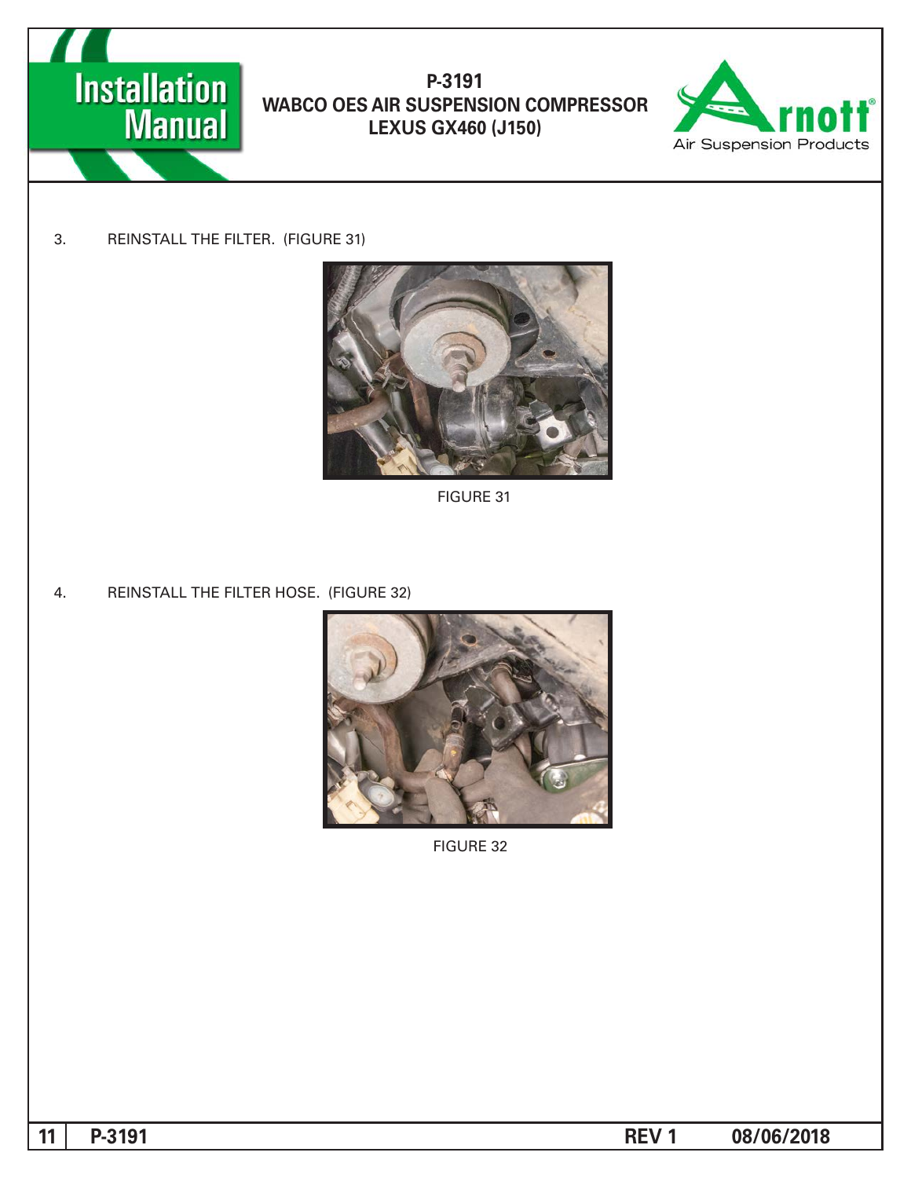3. REINSTALL THE FILTER. (FIGURE 31)

FIGURE 31

4. REINSTALL THE FILTER HOSE. (FIGURE 32)

FIGURE 32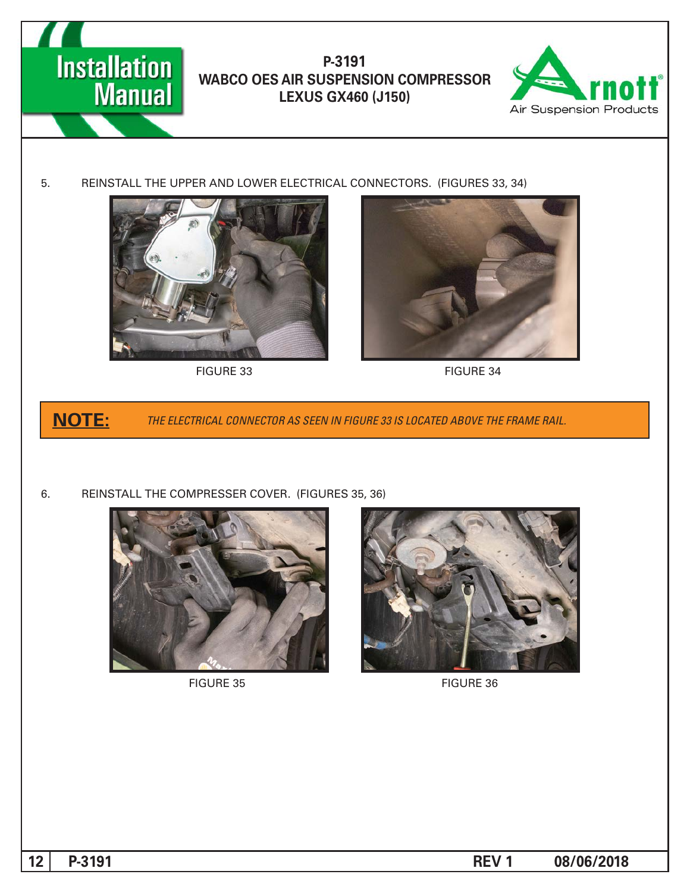5. REINSTALL THE UPPER AND LOWER ELECTRICAL CONNECTORS. (FIGURES 33, 34)

FIGURE 33

FIGURE 34

**NOTE:** *THE ELECTRICAL CONNECTOR AS SEEN IN FIGURE 33 IS LOCATED ABOVE THE FRAME RAIL.*

6. REINSTALL THE COMPRESSER COVER. (FIGURES 35, 36)

FIGURE 35

FIGURE 36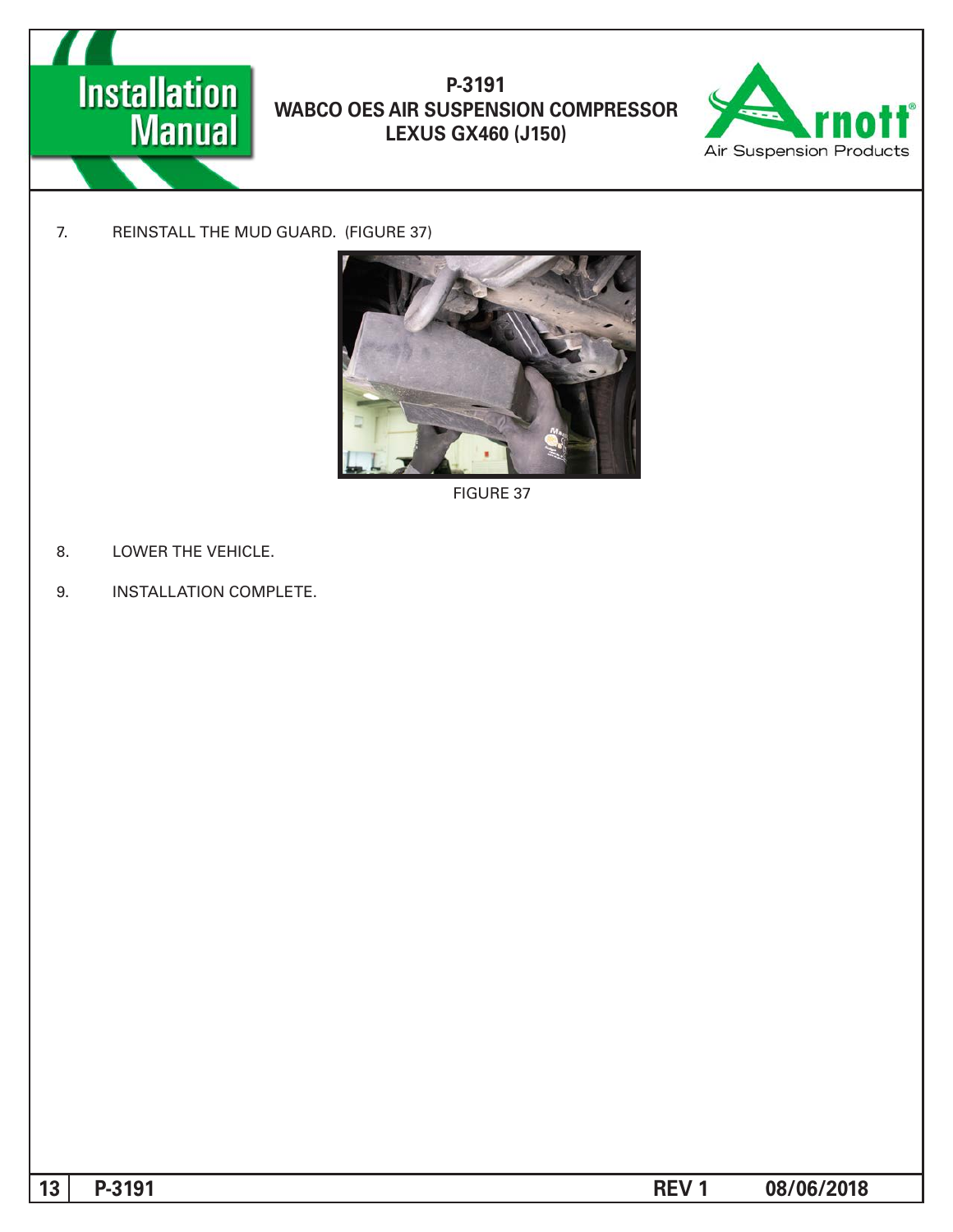7. REINSTALL THE MUD GUARD. (FIGURE 37)

FIGURE 37

8. LOWER THE VEHICLE.

9. INSTALLATION COMPLETE.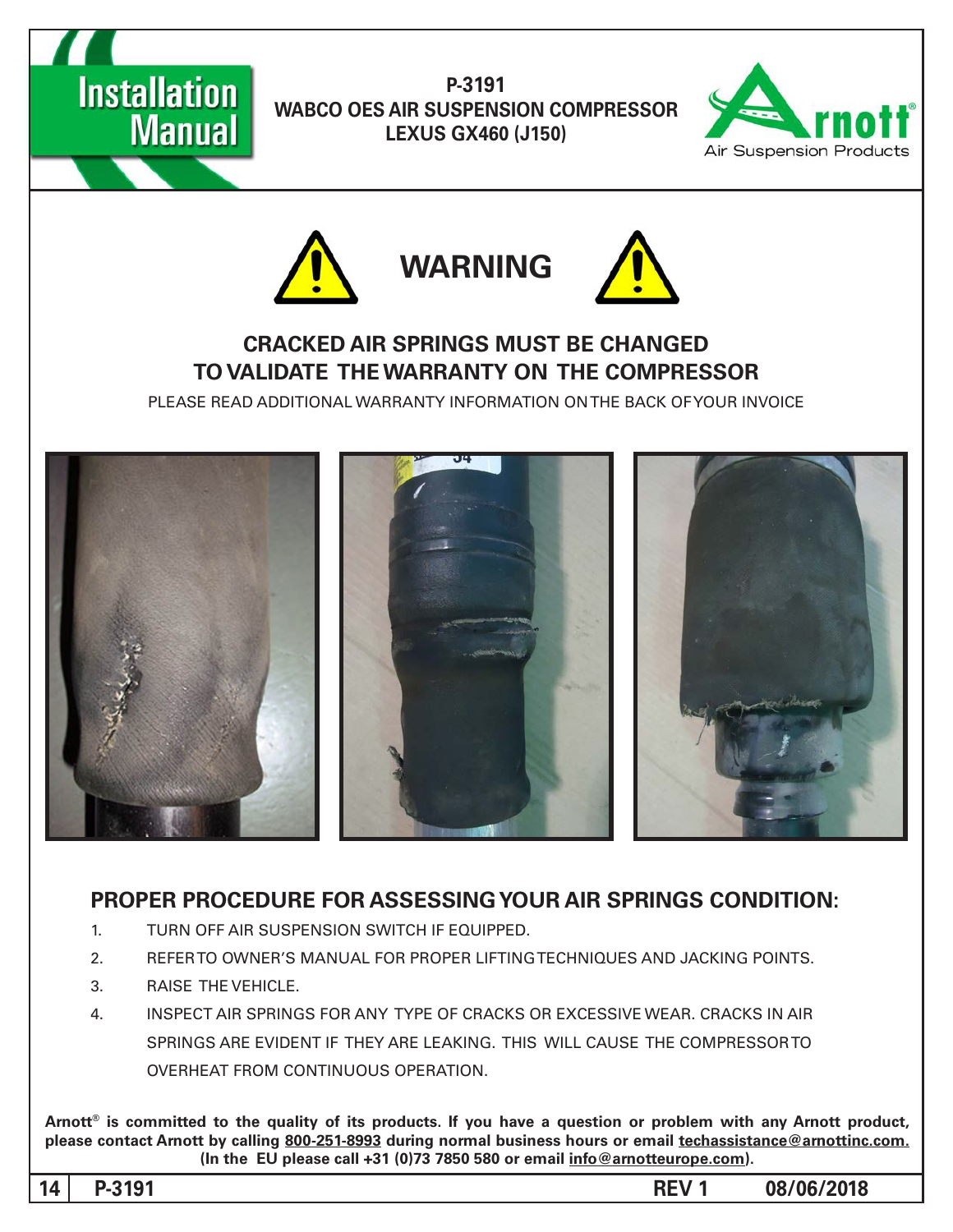# Installation Manual

**P-3191**
**WABCO OES AIR SUSPENSION COMPRESSOR**
**LEXUS GX460 (J150)**

Arnott® Air Suspension Products

## WARNING

## CRACKED AIR SPRINGS MUST BE CHANGED TO VALIDATE THE WARRANTY ON THE COMPRESSOR

PLEASE READ ADDITIONAL WARRANTY INFORMATION ON THE BACK OF YOUR INVOICE

## PROPER PROCEDURE FOR ASSESSING YOUR AIR SPRINGS CONDITION:

1. TURN OFF AIR SUSPENSION SWITCH IF EQUIPPED.
2. REFER TO OWNER'S MANUAL FOR PROPER LIFTING TECHNIQUES AND JACKING POINTS.
3. RAISE THE VEHICLE.
4. INSPECT AIR SPRINGS FOR ANY TYPE OF CRACKS OR EXCESSIVE WEAR. CRACKS IN AIR SPRINGS ARE EVIDENT IF THEY ARE LEAKING. THIS WILL CAUSE THE COMPRESSOR TO OVERHEAT FROM CONTINUOUS OPERATION.

**Arnott® is committed to the quality of its products. If you have a question or problem with any Arnott product, please contact Arnott by calling 800-251-8993 during normal business hours or email techassistance@arnottinc.com. (In the EU please call +31 (0)73 7850 580 or email info@arnotteurope.com).**

P-3191 REV 1 08/06/2018